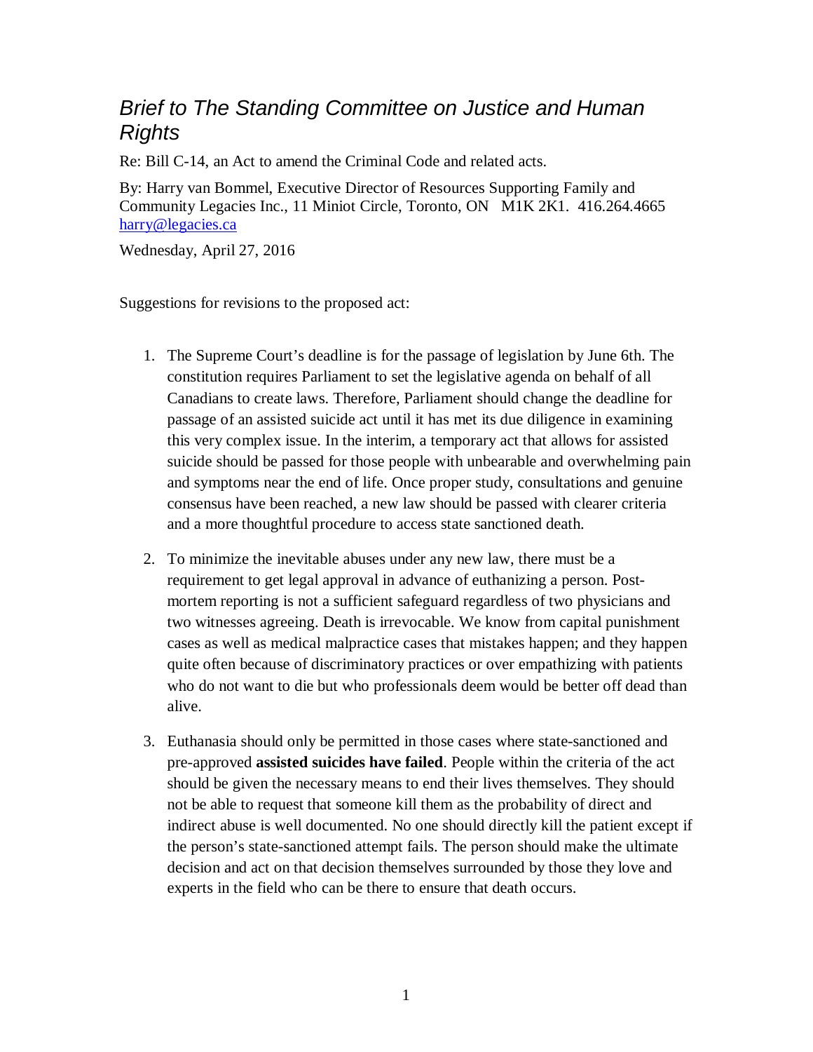# *Brief to The Standing Committee on Justice and Human Rights*

Re: Bill C-14, an Act to amend the Criminal Code and related acts.

By: Harry van Bommel, Executive Director of Resources Supporting Family and Community Legacies Inc., 11 Miniot Circle, Toronto, ON M1K 2K1. 416.264.4665 harry@legacies.ca

Wednesday, April 27, 2016

Suggestions for revisions to the proposed act:

1. The Supreme Court's deadline is for the passage of legislation by June 6th. The constitution requires Parliament to set the legislative agenda on behalf of all Canadians to create laws. Therefore, Parliament should change the deadline for passage of an assisted suicide act until it has met its due diligence in examining this very complex issue. In the interim, a temporary act that allows for assisted suicide should be passed for those people with unbearable and overwhelming pain and symptoms near the end of life. Once proper study, consultations and genuine consensus have been reached, a new law should be passed with clearer criteria and a more thoughtful procedure to access state sanctioned death.

2. To minimize the inevitable abuses under any new law, there must be a requirement to get legal approval in advance of euthanizing a person. Post-mortem reporting is not a sufficient safeguard regardless of two physicians and two witnesses agreeing. Death is irrevocable. We know from capital punishment cases as well as medical malpractice cases that mistakes happen; and they happen quite often because of discriminatory practices or over empathizing with patients who do not want to die but who professionals deem would be better off dead than alive.

3. Euthanasia should only be permitted in those cases where state-sanctioned and pre-approved **assisted suicides have failed**. People within the criteria of the act should be given the necessary means to end their lives themselves. They should not be able to request that someone kill them as the probability of direct and indirect abuse is well documented. No one should directly kill the patient except if the person's state-sanctioned attempt fails. The person should make the ultimate decision and act on that decision themselves surrounded by those they love and experts in the field who can be there to ensure that death occurs.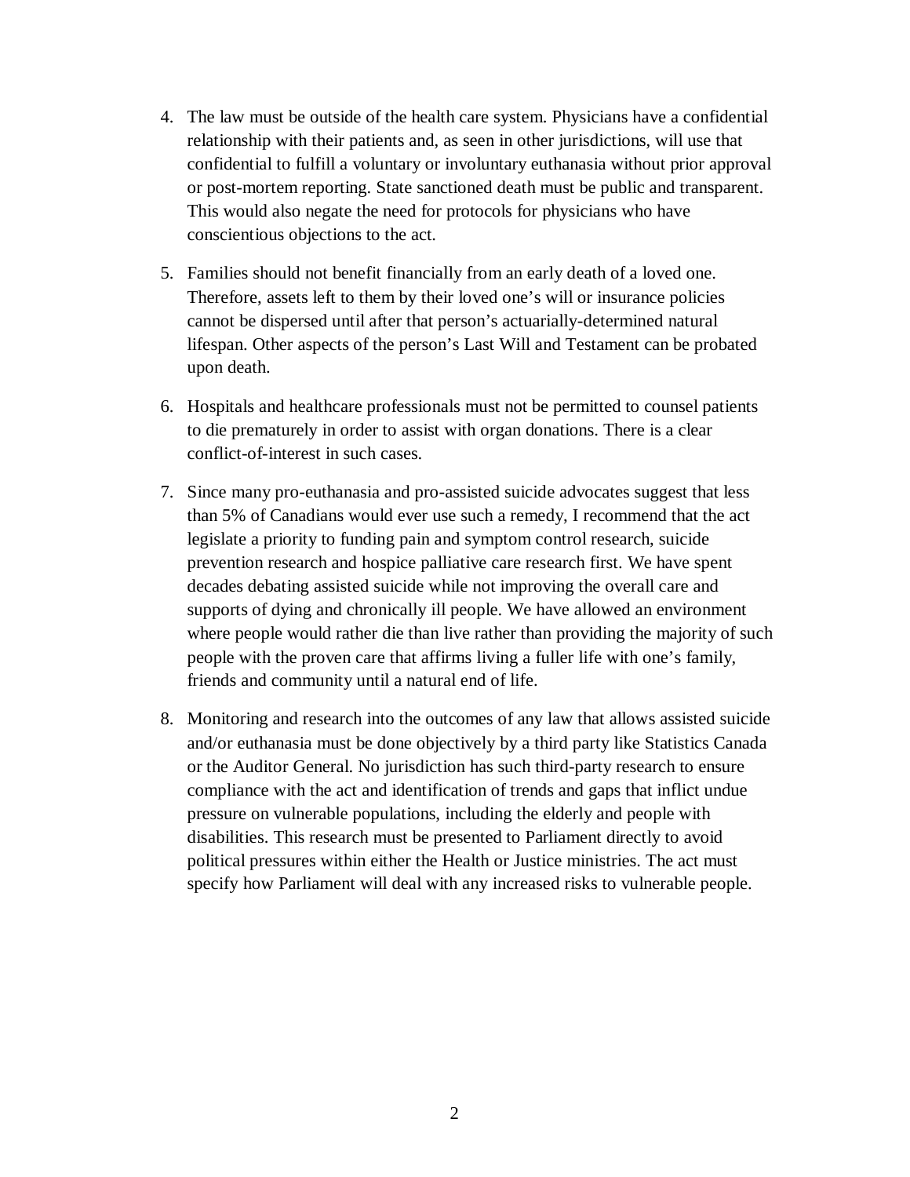4. The law must be outside of the health care system. Physicians have a confidential relationship with their patients and, as seen in other jurisdictions, will use that confidential to fulfill a voluntary or involuntary euthanasia without prior approval or post-mortem reporting. State sanctioned death must be public and transparent. This would also negate the need for protocols for physicians who have conscientious objections to the act.

5. Families should not benefit financially from an early death of a loved one. Therefore, assets left to them by their loved one's will or insurance policies cannot be dispersed until after that person's actuarially-determined natural lifespan. Other aspects of the person's Last Will and Testament can be probated upon death.

6. Hospitals and healthcare professionals must not be permitted to counsel patients to die prematurely in order to assist with organ donations. There is a clear conflict-of-interest in such cases.

7. Since many pro-euthanasia and pro-assisted suicide advocates suggest that less than 5% of Canadians would ever use such a remedy, I recommend that the act legislate a priority to funding pain and symptom control research, suicide prevention research and hospice palliative care research first. We have spent decades debating assisted suicide while not improving the overall care and supports of dying and chronically ill people. We have allowed an environment where people would rather die than live rather than providing the majority of such people with the proven care that affirms living a fuller life with one's family, friends and community until a natural end of life.

8. Monitoring and research into the outcomes of any law that allows assisted suicide and/or euthanasia must be done objectively by a third party like Statistics Canada or the Auditor General. No jurisdiction has such third-party research to ensure compliance with the act and identification of trends and gaps that inflict undue pressure on vulnerable populations, including the elderly and people with disabilities. This research must be presented to Parliament directly to avoid political pressures within either the Health or Justice ministries. The act must specify how Parliament will deal with any increased risks to vulnerable people.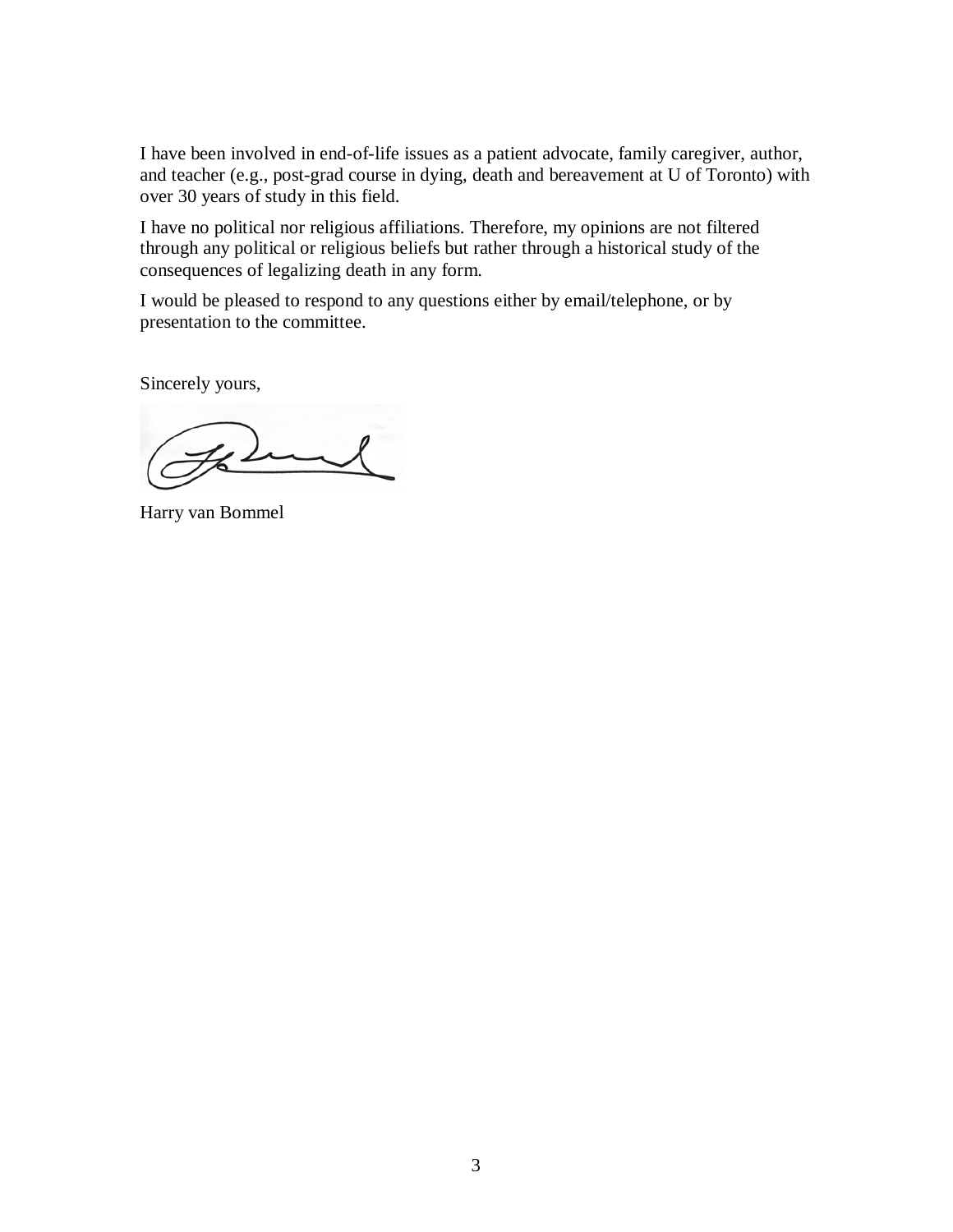I have been involved in end-of-life issues as a patient advocate, family caregiver, author, and teacher (e.g., post-grad course in dying, death and bereavement at U of Toronto) with over 30 years of study in this field.

I have no political nor religious affiliations. Therefore, my opinions are not filtered through any political or religious beliefs but rather through a historical study of the consequences of legalizing death in any form.

I would be pleased to respond to any questions either by email/telephone, or by presentation to the committee.

Sincerely yours,

Harry van Bommel